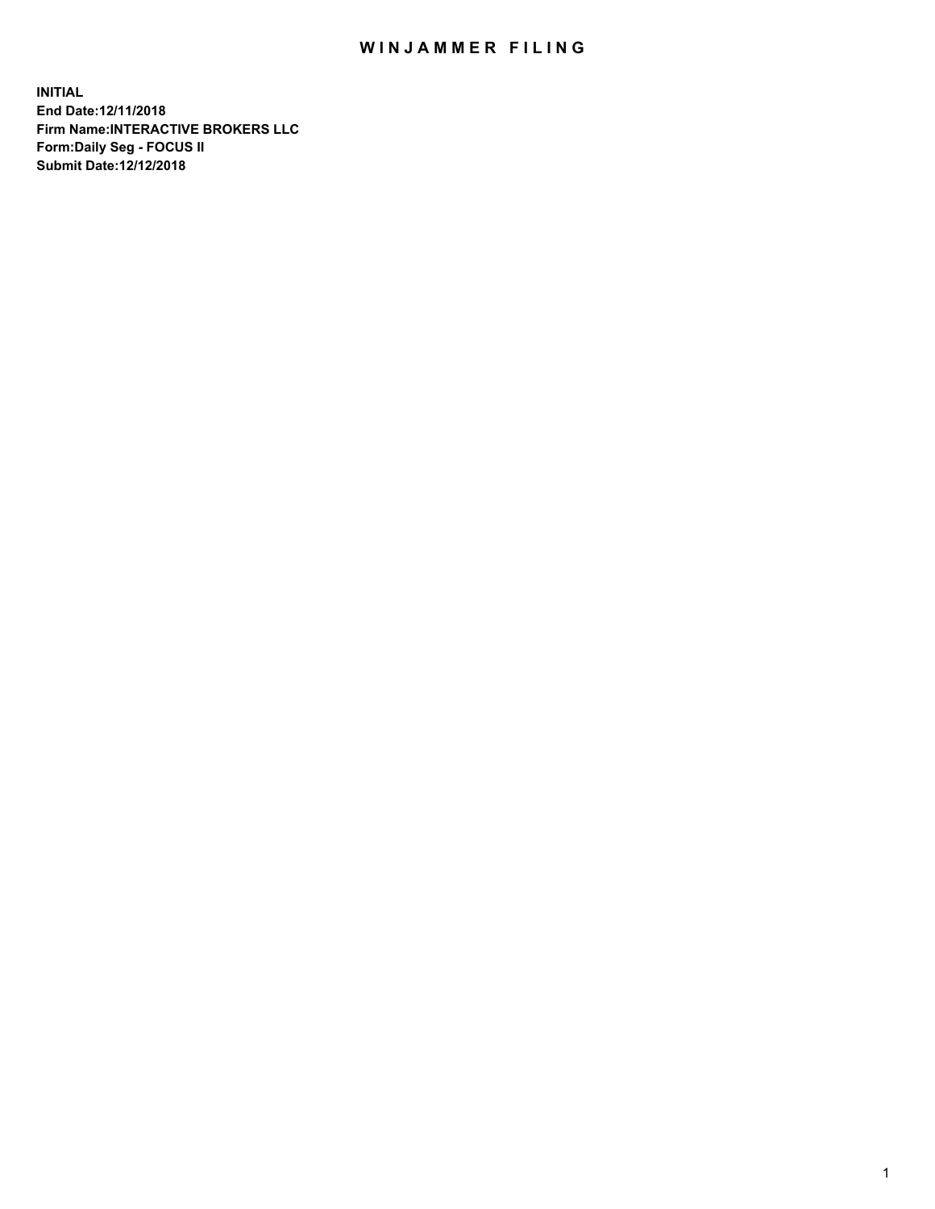# WINJAMMER FILING

**INITIAL**
**End Date:12/11/2018**
**Firm Name:INTERACTIVE BROKERS LLC**
**Form:Daily Seg - FOCUS II**
**Submit Date:12/12/2018**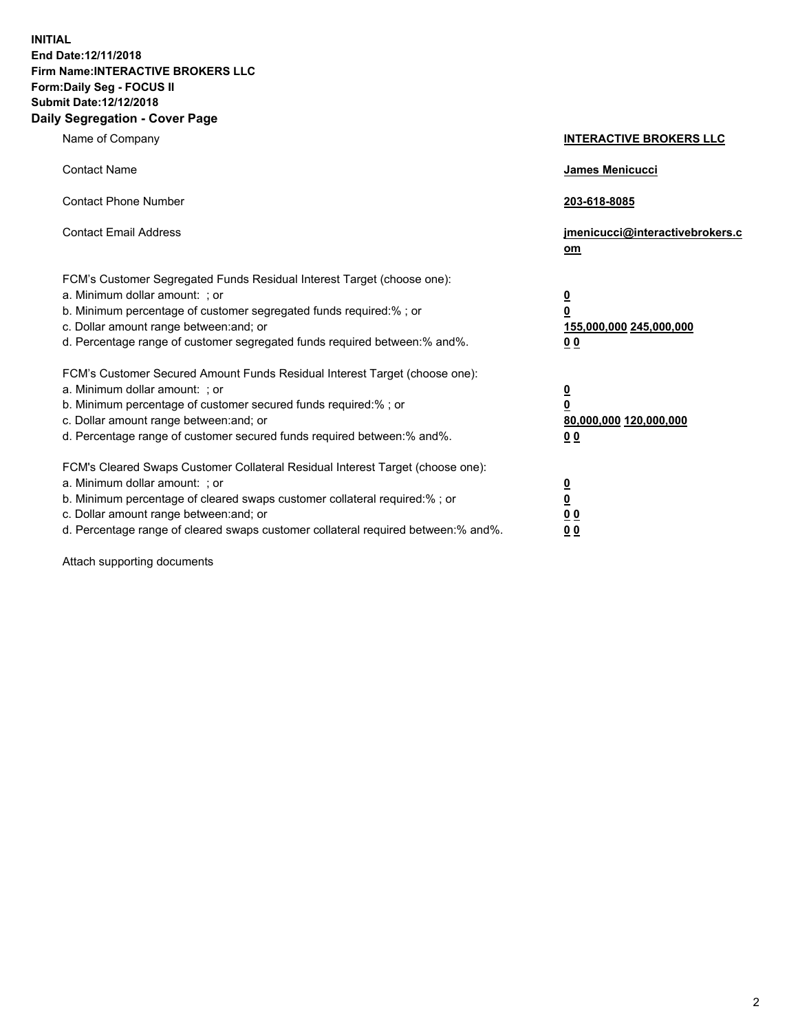**INITIAL**
**End Date:12/11/2018**
**Firm Name:INTERACTIVE BROKERS LLC**
**Form:Daily Seg - FOCUS II**
**Submit Date:12/12/2018**

## Daily Segregation - Cover Page

| | |
|---|---|
| Name of Company | **INTERACTIVE BROKERS LLC** |
| Contact Name | **James Menicucci** |
| Contact Phone Number | **203-618-8085** |
| Contact Email Address | **jmenicucci@interactivebrokers.com** |

FCM's Customer Segregated Funds Residual Interest Target (choose one):

| | |
|---|---|
| a. Minimum dollar amount: ; or | **0** |
| b. Minimum percentage of customer segregated funds required:% ; or | **0** |
| c. Dollar amount range between:and; or | **155,000,000** **245,000,000** |
| d. Percentage range of customer segregated funds required between:% and%. | **0** **0** |

FCM's Customer Secured Amount Funds Residual Interest Target (choose one):

| | |
|---|---|
| a. Minimum dollar amount: ; or | **0** |
| b. Minimum percentage of customer secured funds required:% ; or | **0** |
| c. Dollar amount range between:and; or | **80,000,000** **120,000,000** |
| d. Percentage range of customer secured funds required between:% and%. | **0** **0** |

FCM's Cleared Swaps Customer Collateral Residual Interest Target (choose one):

| | |
|---|---|
| a. Minimum dollar amount: ; or | **0** |
| b. Minimum percentage of cleared swaps customer collateral required:% ; or | **0** |
| c. Dollar amount range between:and; or | **0** **0** |
| d. Percentage range of cleared swaps customer collateral required between:% and%. | **0** **0** |

Attach supporting documents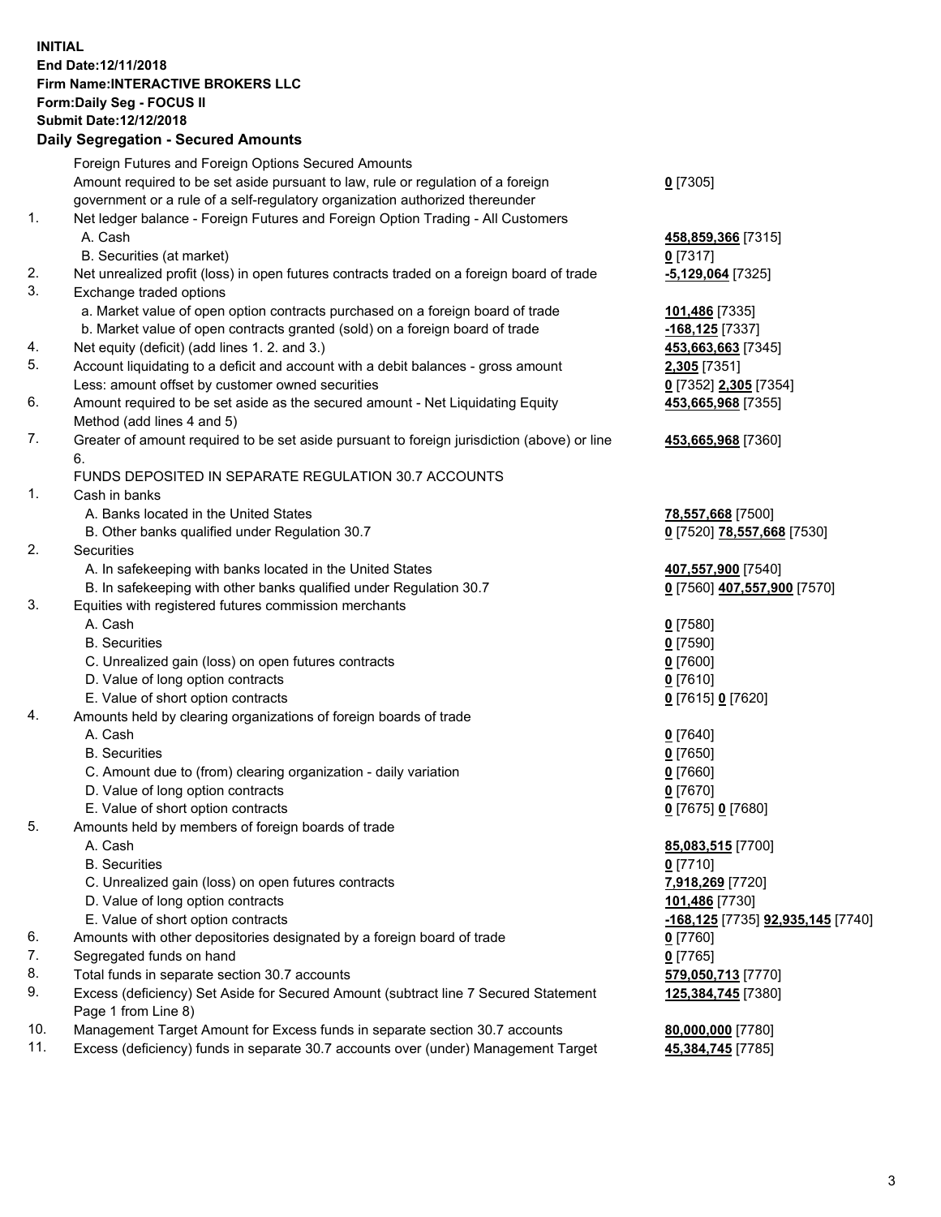**INITIAL**
**End Date:12/11/2018**
**Firm Name:INTERACTIVE BROKERS LLC**
**Form:Daily Seg - FOCUS II**
**Submit Date:12/12/2018**

**Daily Segregation - Secured Amounts**

| | | |
|---|---|---|
| | Foreign Futures and Foreign Options Secured Amounts | |
| | Amount required to be set aside pursuant to law, rule or regulation of a foreign government or a rule of a self-regulatory organization authorized thereunder | **0** [7305] |
| 1. | Net ledger balance - Foreign Futures and Foreign Option Trading - All Customers | |
| | A. Cash | **458,859,366** [7315] |
| | B. Securities (at market) | **0** [7317] |
| 2. | Net unrealized profit (loss) in open futures contracts traded on a foreign board of trade | **-5,129,064** [7325] |
| 3. | Exchange traded options | |
| | a. Market value of open option contracts purchased on a foreign board of trade | **101,486** [7335] |
| | b. Market value of open contracts granted (sold) on a foreign board of trade | **-168,125** [7337] |
| 4. | Net equity (deficit) (add lines 1. 2. and 3.) | **453,663,663** [7345] |
| 5. | Account liquidating to a deficit and account with a debit balances - gross amount | **2,305** [7351] |
| | Less: amount offset by customer owned securities | **0** [7352] **2,305** [7354] |
| 6. | Amount required to be set aside as the secured amount - Net Liquidating Equity Method (add lines 4 and 5) | **453,665,968** [7355] |
| 7. | Greater of amount required to be set aside pursuant to foreign jurisdiction (above) or line 6. | **453,665,968** [7360] |
| | FUNDS DEPOSITED IN SEPARATE REGULATION 30.7 ACCOUNTS | |
| 1. | Cash in banks | |
| | A. Banks located in the United States | **78,557,668** [7500] |
| | B. Other banks qualified under Regulation 30.7 | **0** [7520] **78,557,668** [7530] |
| 2. | Securities | |
| | A. In safekeeping with banks located in the United States | **407,557,900** [7540] |
| | B. In safekeeping with other banks qualified under Regulation 30.7 | **0** [7560] **407,557,900** [7570] |
| 3. | Equities with registered futures commission merchants | |
| | A. Cash | **0** [7580] |
| | B. Securities | **0** [7590] |
| | C. Unrealized gain (loss) on open futures contracts | **0** [7600] |
| | D. Value of long option contracts | **0** [7610] |
| | E. Value of short option contracts | **0** [7615] **0** [7620] |
| 4. | Amounts held by clearing organizations of foreign boards of trade | |
| | A. Cash | **0** [7640] |
| | B. Securities | **0** [7650] |
| | C. Amount due to (from) clearing organization - daily variation | **0** [7660] |
| | D. Value of long option contracts | **0** [7670] |
| | E. Value of short option contracts | **0** [7675] **0** [7680] |
| 5. | Amounts held by members of foreign boards of trade | |
| | A. Cash | **85,083,515** [7700] |
| | B. Securities | **0** [7710] |
| | C. Unrealized gain (loss) on open futures contracts | **7,918,269** [7720] |
| | D. Value of long option contracts | **101,486** [7730] |
| | E. Value of short option contracts | **-168,125** [7735] **92,935,145** [7740] |
| 6. | Amounts with other depositories designated by a foreign board of trade | **0** [7760] |
| 7. | Segregated funds on hand | **0** [7765] |
| 8. | Total funds in separate section 30.7 accounts | **579,050,713** [7770] |
| 9. | Excess (deficiency) Set Aside for Secured Amount (subtract line 7 Secured Statement Page 1 from Line 8) | **125,384,745** [7380] |
| 10. | Management Target Amount for Excess funds in separate section 30.7 accounts | **80,000,000** [7780] |
| 11. | Excess (deficiency) funds in separate 30.7 accounts over (under) Management Target | **45,384,745** [7785] |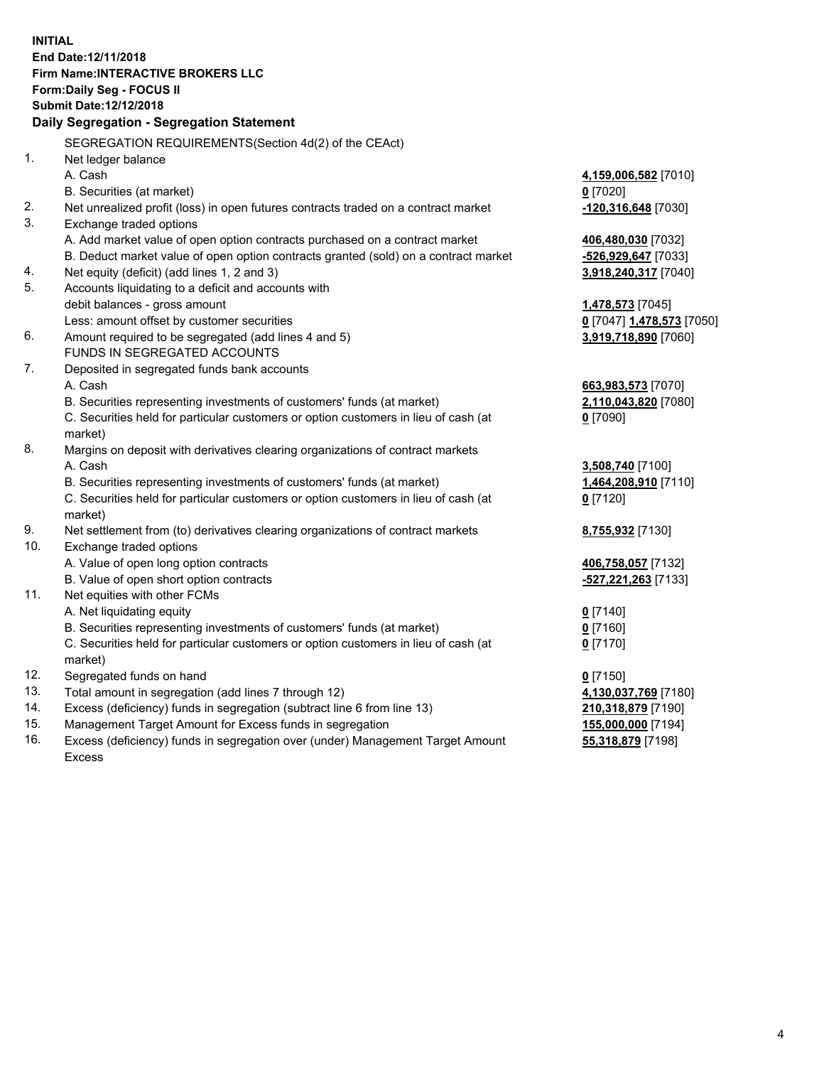**INITIAL**
**End Date:12/11/2018**
**Firm Name:INTERACTIVE BROKERS LLC**
**Form:Daily Seg - FOCUS II**
**Submit Date:12/12/2018**

**Daily Segregation - Segregation Statement**

| | | |
|---|---|---|
| | SEGREGATION REQUIREMENTS(Section 4d(2) of the CEAct) | |
| 1. | Net ledger balance | |
| | A. Cash | **4,159,006,582** [7010] |
| | B. Securities (at market) | **0** [7020] |
| 2. | Net unrealized profit (loss) in open futures contracts traded on a contract market | **-120,316,648** [7030] |
| 3. | Exchange traded options | |
| | A. Add market value of open option contracts purchased on a contract market | **406,480,030** [7032] |
| | B. Deduct market value of open option contracts granted (sold) on a contract market | **-526,929,647** [7033] |
| 4. | Net equity (deficit) (add lines 1, 2 and 3) | **3,918,240,317** [7040] |
| 5. | Accounts liquidating to a deficit and accounts with debit balances - gross amount | **1,478,573** [7045] |
| | Less: amount offset by customer securities | **0** [7047] **1,478,573** [7050] |
| 6. | Amount required to be segregated (add lines 4 and 5) | **3,919,718,890** [7060] |
| | FUNDS IN SEGREGATED ACCOUNTS | |
| 7. | Deposited in segregated funds bank accounts | |
| | A. Cash | **663,983,573** [7070] |
| | B. Securities representing investments of customers' funds (at market) | **2,110,043,820** [7080] |
| | C. Securities held for particular customers or option customers in lieu of cash (at market) | **0** [7090] |
| 8. | Margins on deposit with derivatives clearing organizations of contract markets | |
| | A. Cash | **3,508,740** [7100] |
| | B. Securities representing investments of customers' funds (at market) | **1,464,208,910** [7110] |
| | C. Securities held for particular customers or option customers in lieu of cash (at market) | **0** [7120] |
| 9. | Net settlement from (to) derivatives clearing organizations of contract markets | **8,755,932** [7130] |
| 10. | Exchange traded options | |
| | A. Value of open long option contracts | **406,758,057** [7132] |
| | B. Value of open short option contracts | **-527,221,263** [7133] |
| 11. | Net equities with other FCMs | |
| | A. Net liquidating equity | **0** [7140] |
| | B. Securities representing investments of customers' funds (at market) | **0** [7160] |
| | C. Securities held for particular customers or option customers in lieu of cash (at market) | **0** [7170] |
| 12. | Segregated funds on hand | **0** [7150] |
| 13. | Total amount in segregation (add lines 7 through 12) | **4,130,037,769** [7180] |
| 14. | Excess (deficiency) funds in segregation (subtract line 6 from line 13) | **210,318,879** [7190] |
| 15. | Management Target Amount for Excess funds in segregation | **155,000,000** [7194] |
| 16. | Excess (deficiency) funds in segregation over (under) Management Target Amount Excess | **55,318,879** [7198] |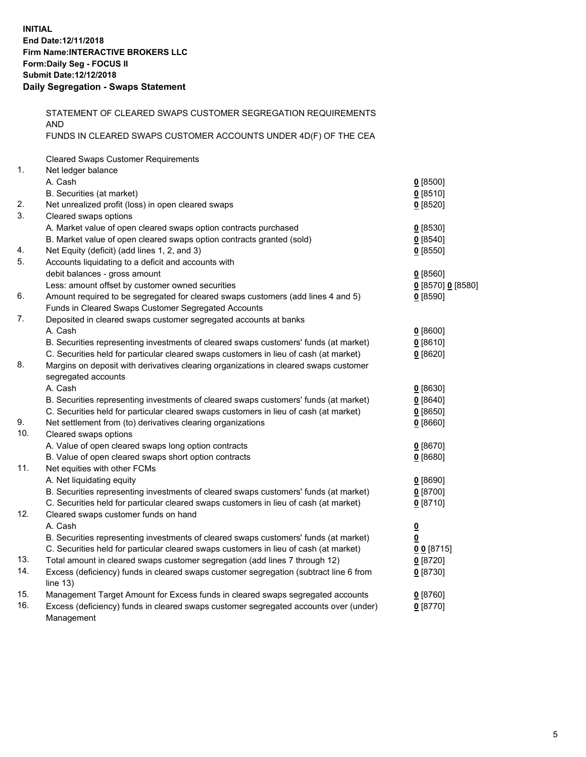**INITIAL**
**End Date:12/11/2018**
**Firm Name:INTERACTIVE BROKERS LLC**
**Form:Daily Seg - FOCUS II**
**Submit Date:12/12/2018**
**Daily Segregation - Swaps Statement**

STATEMENT OF CLEARED SWAPS CUSTOMER SEGREGATION REQUIREMENTS AND FUNDS IN CLEARED SWAPS CUSTOMER ACCOUNTS UNDER 4D(F) OF THE CEA

| | | |
|---|---|---|
| | Cleared Swaps Customer Requirements | |
| 1. | Net ledger balance | |
| | A. Cash | 0 [8500] |
| | B. Securities (at market) | 0 [8510] |
| 2. | Net unrealized profit (loss) in open cleared swaps | 0 [8520] |
| 3. | Cleared swaps options | |
| | A. Market value of open cleared swaps option contracts purchased | 0 [8530] |
| | B. Market value of open cleared swaps option contracts granted (sold) | 0 [8540] |
| 4. | Net Equity (deficit) (add lines 1, 2, and 3) | 0 [8550] |
| 5. | Accounts liquidating to a deficit and accounts with debit balances - gross amount | 0 [8560] |
| | Less: amount offset by customer owned securities | 0 [8570] 0 [8580] |
| 6. | Amount required to be segregated for cleared swaps customers (add lines 4 and 5) | 0 [8590] |
| | Funds in Cleared Swaps Customer Segregated Accounts | |
| 7. | Deposited in cleared swaps customer segregated accounts at banks | |
| | A. Cash | 0 [8600] |
| | B. Securities representing investments of cleared swaps customers' funds (at market) | 0 [8610] |
| | C. Securities held for particular cleared swaps customers in lieu of cash (at market) | 0 [8620] |
| 8. | Margins on deposit with derivatives clearing organizations in cleared swaps customer segregated accounts | |
| | A. Cash | 0 [8630] |
| | B. Securities representing investments of cleared swaps customers' funds (at market) | 0 [8640] |
| | C. Securities held for particular cleared swaps customers in lieu of cash (at market) | 0 [8650] |
| 9. | Net settlement from (to) derivatives clearing organizations | 0 [8660] |
| 10. | Cleared swaps options | |
| | A. Value of open cleared swaps long option contracts | 0 [8670] |
| | B. Value of open cleared swaps short option contracts | 0 [8680] |
| 11. | Net equities with other FCMs | |
| | A. Net liquidating equity | 0 [8690] |
| | B. Securities representing investments of cleared swaps customers' funds (at market) | 0 [8700] |
| | C. Securities held for particular cleared swaps customers in lieu of cash (at market) | 0 [8710] |
| 12. | Cleared swaps customer funds on hand | |
| | A. Cash | 0 |
| | B. Securities representing investments of cleared swaps customers' funds (at market) | 0 |
| | C. Securities held for particular cleared swaps customers in lieu of cash (at market) | 0 0 [8715] |
| 13. | Total amount in cleared swaps customer segregation (add lines 7 through 12) | 0 [8720] |
| 14. | Excess (deficiency) funds in cleared swaps customer segregation (subtract line 6 from line 13) | 0 [8730] |
| 15. | Management Target Amount for Excess funds in cleared swaps segregated accounts | 0 [8760] |
| 16. | Excess (deficiency) funds in cleared swaps customer segregated accounts over (under) Management | 0 [8770] |